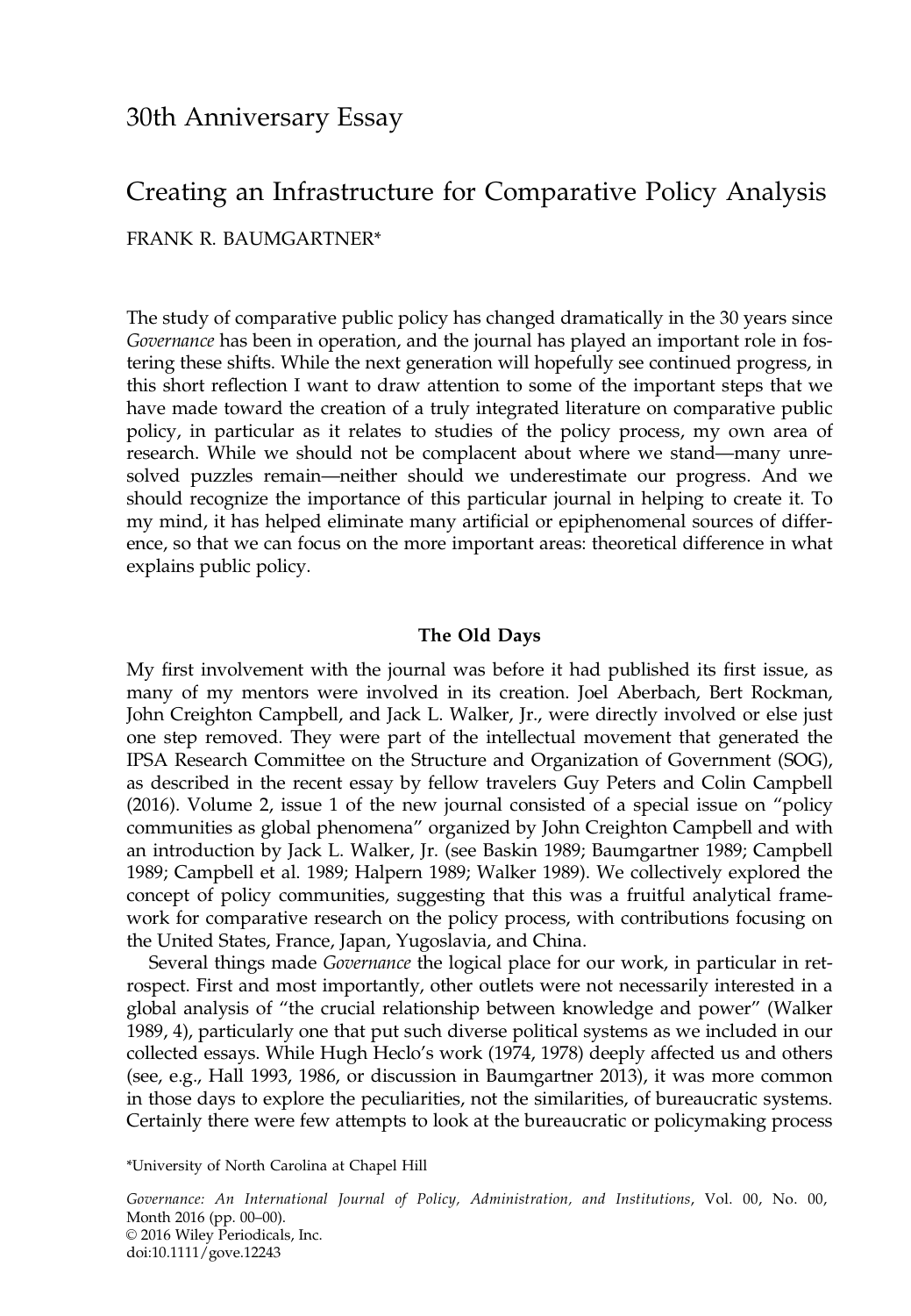30th Anniversary Essay

# Creating an Infrastructure for Comparative Policy Analysis

FRANK R. BAUMGARTNER*

The study of comparative public policy has changed dramatically in the 30 years since *Governance* has been in operation, and the journal has played an important role in fostering these shifts. While the next generation will hopefully see continued progress, in this short reflection I want to draw attention to some of the important steps that we have made toward the creation of a truly integrated literature on comparative public policy, in particular as it relates to studies of the policy process, my own area of research. While we should not be complacent about where we stand—many unresolved puzzles remain—neither should we underestimate our progress. And we should recognize the importance of this particular journal in helping to create it. To my mind, it has helped eliminate many artificial or epiphenomenal sources of difference, so that we can focus on the more important areas: theoretical difference in what explains public policy.

## The Old Days

My first involvement with the journal was before it had published its first issue, as many of my mentors were involved in its creation. Joel Aberbach, Bert Rockman, John Creighton Campbell, and Jack L. Walker, Jr., were directly involved or else just one step removed. They were part of the intellectual movement that generated the IPSA Research Committee on the Structure and Organization of Government (SOG), as described in the recent essay by fellow travelers Guy Peters and Colin Campbell (2016). Volume 2, issue 1 of the new journal consisted of a special issue on "policy communities as global phenomena" organized by John Creighton Campbell and with an introduction by Jack L. Walker, Jr. (see Baskin 1989; Baumgartner 1989; Campbell 1989; Campbell et al. 1989; Halpern 1989; Walker 1989). We collectively explored the concept of policy communities, suggesting that this was a fruitful analytical framework for comparative research on the policy process, with contributions focusing on the United States, France, Japan, Yugoslavia, and China.

Several things made *Governance* the logical place for our work, in particular in retrospect. First and most importantly, other outlets were not necessarily interested in a global analysis of "the crucial relationship between knowledge and power" (Walker 1989, 4), particularly one that put such diverse political systems as we included in our collected essays. While Hugh Heclo's work (1974, 1978) deeply affected us and others (see, e.g., Hall 1993, 1986, or discussion in Baumgartner 2013), it was more common in those days to explore the peculiarities, not the similarities, of bureaucratic systems. Certainly there were few attempts to look at the bureaucratic or policymaking process

*University of North Carolina at Chapel Hill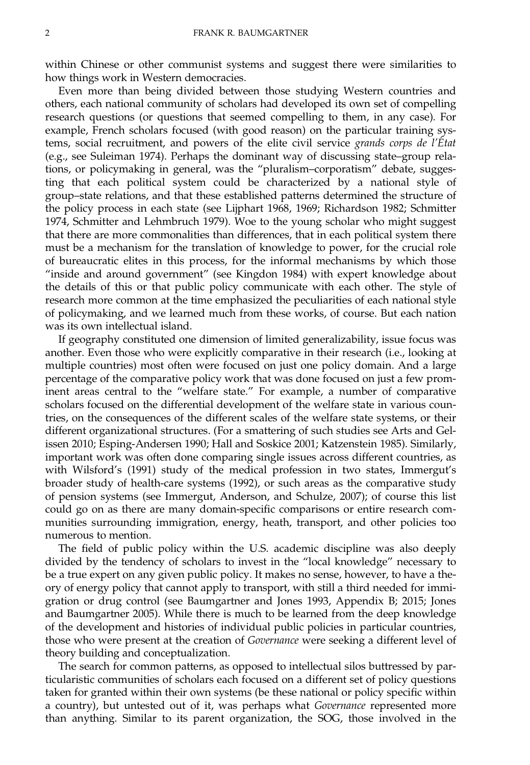within Chinese or other communist systems and suggest there were similarities to how things work in Western democracies.

Even more than being divided between those studying Western countries and others, each national community of scholars had developed its own set of compelling research questions (or questions that seemed compelling to them, in any case). For example, French scholars focused (with good reason) on the particular training systems, social recruitment, and powers of the elite civil service *grands corps de l'État* (e.g., see Suleiman 1974). Perhaps the dominant way of discussing state–group relations, or policymaking in general, was the "pluralism–corporatism" debate, suggesting that each political system could be characterized by a national style of group–state relations, and that these established patterns determined the structure of the policy process in each state (see Lijphart 1968, 1969; Richardson 1982; Schmitter 1974, Schmitter and Lehmbruch 1979). Woe to the young scholar who might suggest that there are more commonalities than differences, that in each political system there must be a mechanism for the translation of knowledge to power, for the crucial role of bureaucratic elites in this process, for the informal mechanisms by which those "inside and around government" (see Kingdon 1984) with expert knowledge about the details of this or that public policy communicate with each other. The style of research more common at the time emphasized the peculiarities of each national style of policymaking, and we learned much from these works, of course. But each nation was its own intellectual island.

If geography constituted one dimension of limited generalizability, issue focus was another. Even those who were explicitly comparative in their research (i.e., looking at multiple countries) most often were focused on just one policy domain. And a large percentage of the comparative policy work that was done focused on just a few prominent areas central to the "welfare state." For example, a number of comparative scholars focused on the differential development of the welfare state in various countries, on the consequences of the different scales of the welfare state systems, or their different organizational structures. (For a smattering of such studies see Arts and Gelissen 2010; Esping-Andersen 1990; Hall and Soskice 2001; Katzenstein 1985). Similarly, important work was often done comparing single issues across different countries, as with Wilsford's (1991) study of the medical profession in two states, Immergut's broader study of health-care systems (1992), or such areas as the comparative study of pension systems (see Immergut, Anderson, and Schulze, 2007); of course this list could go on as there are many domain-specific comparisons or entire research communities surrounding immigration, energy, heath, transport, and other policies too numerous to mention.

The field of public policy within the U.S. academic discipline was also deeply divided by the tendency of scholars to invest in the "local knowledge" necessary to be a true expert on any given public policy. It makes no sense, however, to have a theory of energy policy that cannot apply to transport, with still a third needed for immigration or drug control (see Baumgartner and Jones 1993, Appendix B; 2015; Jones and Baumgartner 2005). While there is much to be learned from the deep knowledge of the development and histories of individual public policies in particular countries, those who were present at the creation of *Governance* were seeking a different level of theory building and conceptualization.

The search for common patterns, as opposed to intellectual silos buttressed by particularistic communities of scholars each focused on a different set of policy questions taken for granted within their own systems (be these national or policy specific within a country), but untested out of it, was perhaps what *Governance* represented more than anything. Similar to its parent organization, the SOG, those involved in the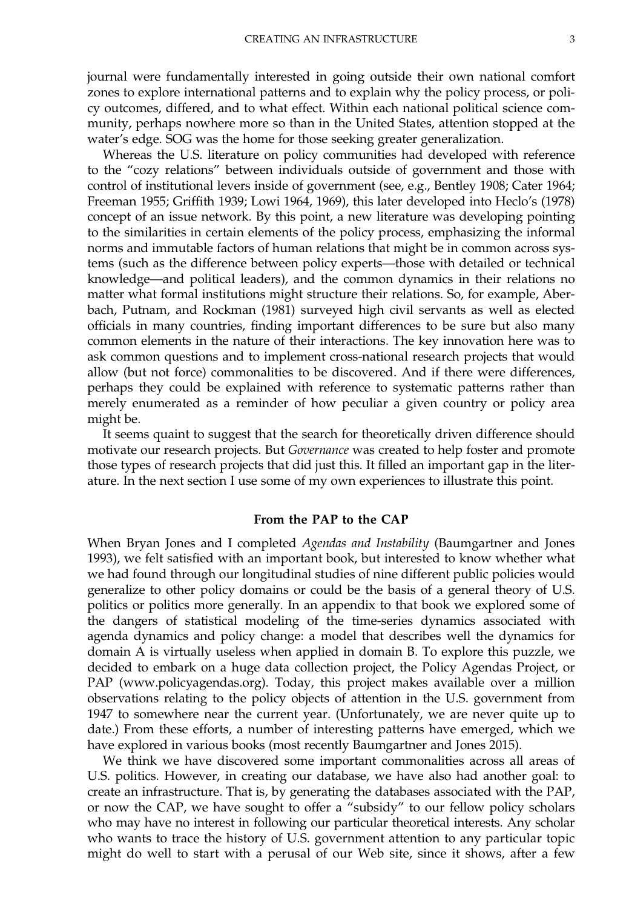journal were fundamentally interested in going outside their own national comfort zones to explore international patterns and to explain why the policy process, or policy outcomes, differed, and to what effect. Within each national political science community, perhaps nowhere more so than in the United States, attention stopped at the water's edge. SOG was the home for those seeking greater generalization.

Whereas the U.S. literature on policy communities had developed with reference to the "cozy relations" between individuals outside of government and those with control of institutional levers inside of government (see, e.g., Bentley 1908; Cater 1964; Freeman 1955; Griffith 1939; Lowi 1964, 1969), this later developed into Heclo's (1978) concept of an issue network. By this point, a new literature was developing pointing to the similarities in certain elements of the policy process, emphasizing the informal norms and immutable factors of human relations that might be in common across systems (such as the difference between policy experts—those with detailed or technical knowledge—and political leaders), and the common dynamics in their relations no matter what formal institutions might structure their relations. So, for example, Aberbach, Putnam, and Rockman (1981) surveyed high civil servants as well as elected officials in many countries, finding important differences to be sure but also many common elements in the nature of their interactions. The key innovation here was to ask common questions and to implement cross-national research projects that would allow (but not force) commonalities to be discovered. And if there were differences, perhaps they could be explained with reference to systematic patterns rather than merely enumerated as a reminder of how peculiar a given country or policy area might be.

It seems quaint to suggest that the search for theoretically driven difference should motivate our research projects. But *Governance* was created to help foster and promote those types of research projects that did just this. It filled an important gap in the literature. In the next section I use some of my own experiences to illustrate this point.

## From the PAP to the CAP

When Bryan Jones and I completed *Agendas and Instability* (Baumgartner and Jones 1993), we felt satisfied with an important book, but interested to know whether what we had found through our longitudinal studies of nine different public policies would generalize to other policy domains or could be the basis of a general theory of U.S. politics or politics more generally. In an appendix to that book we explored some of the dangers of statistical modeling of the time-series dynamics associated with agenda dynamics and policy change: a model that describes well the dynamics for domain A is virtually useless when applied in domain B. To explore this puzzle, we decided to embark on a huge data collection project, the Policy Agendas Project, or PAP (www.policyagendas.org). Today, this project makes available over a million observations relating to the policy objects of attention in the U.S. government from 1947 to somewhere near the current year. (Unfortunately, we are never quite up to date.) From these efforts, a number of interesting patterns have emerged, which we have explored in various books (most recently Baumgartner and Jones 2015).

We think we have discovered some important commonalities across all areas of U.S. politics. However, in creating our database, we have also had another goal: to create an infrastructure. That is, by generating the databases associated with the PAP, or now the CAP, we have sought to offer a "subsidy" to our fellow policy scholars who may have no interest in following our particular theoretical interests. Any scholar who wants to trace the history of U.S. government attention to any particular topic might do well to start with a perusal of our Web site, since it shows, after a few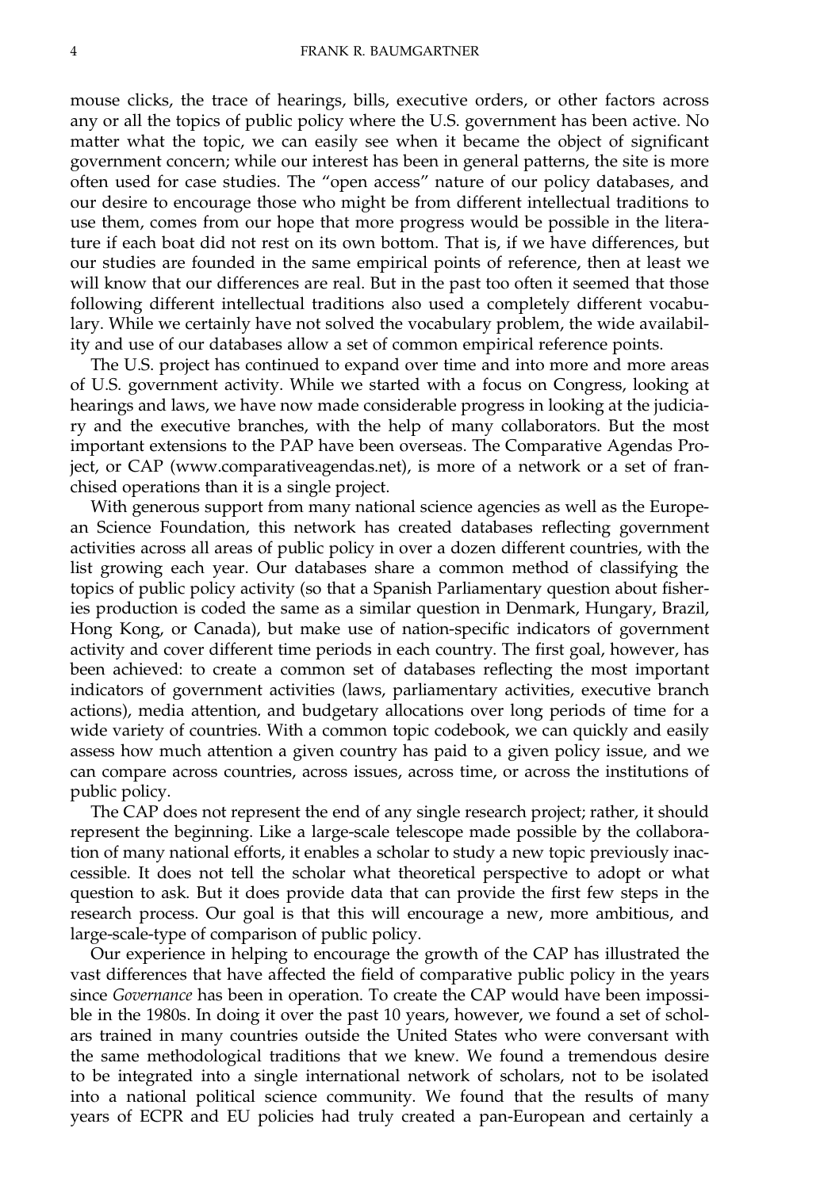mouse clicks, the trace of hearings, bills, executive orders, or other factors across any or all the topics of public policy where the U.S. government has been active. No matter what the topic, we can easily see when it became the object of significant government concern; while our interest has been in general patterns, the site is more often used for case studies. The "open access" nature of our policy databases, and our desire to encourage those who might be from different intellectual traditions to use them, comes from our hope that more progress would be possible in the literature if each boat did not rest on its own bottom. That is, if we have differences, but our studies are founded in the same empirical points of reference, then at least we will know that our differences are real. But in the past too often it seemed that those following different intellectual traditions also used a completely different vocabulary. While we certainly have not solved the vocabulary problem, the wide availability and use of our databases allow a set of common empirical reference points.

The U.S. project has continued to expand over time and into more and more areas of U.S. government activity. While we started with a focus on Congress, looking at hearings and laws, we have now made considerable progress in looking at the judiciary and the executive branches, with the help of many collaborators. But the most important extensions to the PAP have been overseas. The Comparative Agendas Project, or CAP (www.comparativeagendas.net), is more of a network or a set of franchised operations than it is a single project.

With generous support from many national science agencies as well as the European Science Foundation, this network has created databases reflecting government activities across all areas of public policy in over a dozen different countries, with the list growing each year. Our databases share a common method of classifying the topics of public policy activity (so that a Spanish Parliamentary question about fisheries production is coded the same as a similar question in Denmark, Hungary, Brazil, Hong Kong, or Canada), but make use of nation-specific indicators of government activity and cover different time periods in each country. The first goal, however, has been achieved: to create a common set of databases reflecting the most important indicators of government activities (laws, parliamentary activities, executive branch actions), media attention, and budgetary allocations over long periods of time for a wide variety of countries. With a common topic codebook, we can quickly and easily assess how much attention a given country has paid to a given policy issue, and we can compare across countries, across issues, across time, or across the institutions of public policy.

The CAP does not represent the end of any single research project; rather, it should represent the beginning. Like a large-scale telescope made possible by the collaboration of many national efforts, it enables a scholar to study a new topic previously inaccessible. It does not tell the scholar what theoretical perspective to adopt or what question to ask. But it does provide data that can provide the first few steps in the research process. Our goal is that this will encourage a new, more ambitious, and large-scale-type of comparison of public policy.

Our experience in helping to encourage the growth of the CAP has illustrated the vast differences that have affected the field of comparative public policy in the years since *Governance* has been in operation. To create the CAP would have been impossible in the 1980s. In doing it over the past 10 years, however, we found a set of scholars trained in many countries outside the United States who were conversant with the same methodological traditions that we knew. We found a tremendous desire to be integrated into a single international network of scholars, not to be isolated into a national political science community. We found that the results of many years of ECPR and EU policies had truly created a pan-European and certainly a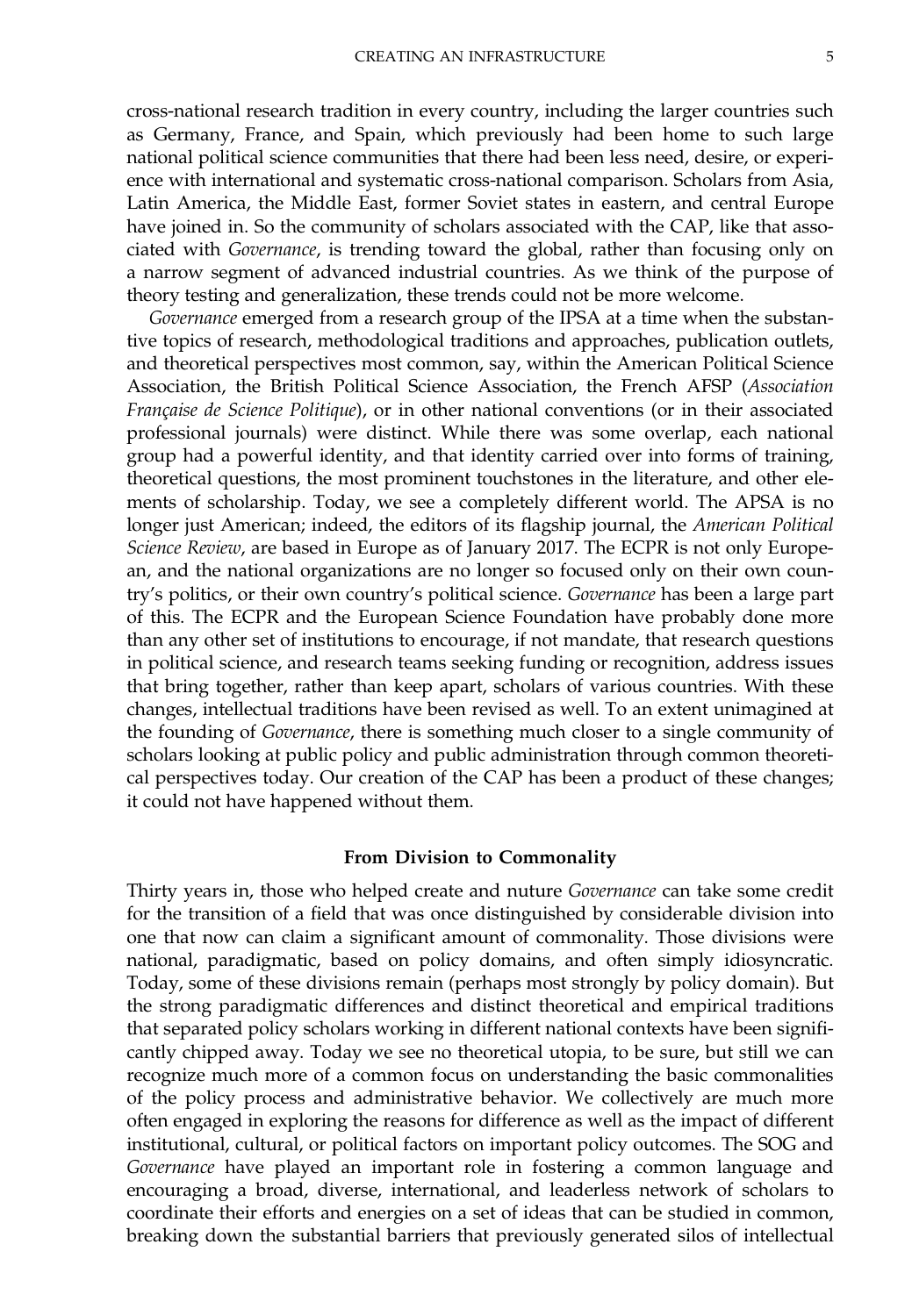cross-national research tradition in every country, including the larger countries such as Germany, France, and Spain, which previously had been home to such large national political science communities that there had been less need, desire, or experience with international and systematic cross-national comparison. Scholars from Asia, Latin America, the Middle East, former Soviet states in eastern, and central Europe have joined in. So the community of scholars associated with the CAP, like that associated with *Governance*, is trending toward the global, rather than focusing only on a narrow segment of advanced industrial countries. As we think of the purpose of theory testing and generalization, these trends could not be more welcome.

*Governance* emerged from a research group of the IPSA at a time when the substantive topics of research, methodological traditions and approaches, publication outlets, and theoretical perspectives most common, say, within the American Political Science Association, the British Political Science Association, the French AFSP (*Association Française de Science Politique*), or in other national conventions (or in their associated professional journals) were distinct. While there was some overlap, each national group had a powerful identity, and that identity carried over into forms of training, theoretical questions, the most prominent touchstones in the literature, and other elements of scholarship. Today, we see a completely different world. The APSA is no longer just American; indeed, the editors of its flagship journal, the *American Political Science Review*, are based in Europe as of January 2017. The ECPR is not only European, and the national organizations are no longer so focused only on their own country's politics, or their own country's political science. *Governance* has been a large part of this. The ECPR and the European Science Foundation have probably done more than any other set of institutions to encourage, if not mandate, that research questions in political science, and research teams seeking funding or recognition, address issues that bring together, rather than keep apart, scholars of various countries. With these changes, intellectual traditions have been revised as well. To an extent unimagined at the founding of *Governance*, there is something much closer to a single community of scholars looking at public policy and public administration through common theoretical perspectives today. Our creation of the CAP has been a product of these changes; it could not have happened without them.

## From Division to Commonality

Thirty years in, those who helped create and nuture *Governance* can take some credit for the transition of a field that was once distinguished by considerable division into one that now can claim a significant amount of commonality. Those divisions were national, paradigmatic, based on policy domains, and often simply idiosyncratic. Today, some of these divisions remain (perhaps most strongly by policy domain). But the strong paradigmatic differences and distinct theoretical and empirical traditions that separated policy scholars working in different national contexts have been significantly chipped away. Today we see no theoretical utopia, to be sure, but still we can recognize much more of a common focus on understanding the basic commonalities of the policy process and administrative behavior. We collectively are much more often engaged in exploring the reasons for difference as well as the impact of different institutional, cultural, or political factors on important policy outcomes. The SOG and *Governance* have played an important role in fostering a common language and encouraging a broad, diverse, international, and leaderless network of scholars to coordinate their efforts and energies on a set of ideas that can be studied in common, breaking down the substantial barriers that previously generated silos of intellectual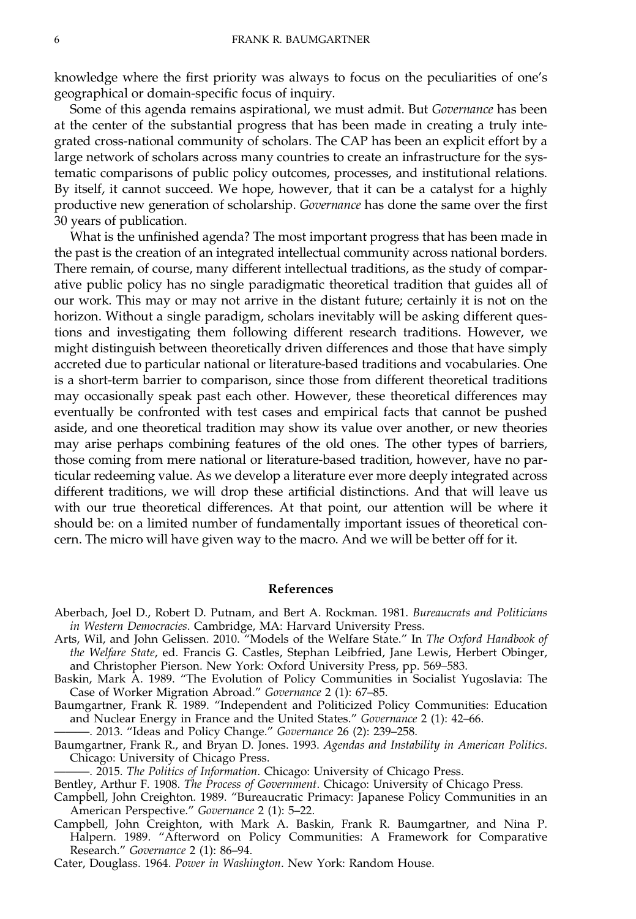knowledge where the first priority was always to focus on the peculiarities of one's geographical or domain-specific focus of inquiry.

Some of this agenda remains aspirational, we must admit. But *Governance* has been at the center of the substantial progress that has been made in creating a truly integrated cross-national community of scholars. The CAP has been an explicit effort by a large network of scholars across many countries to create an infrastructure for the systematic comparisons of public policy outcomes, processes, and institutional relations. By itself, it cannot succeed. We hope, however, that it can be a catalyst for a highly productive new generation of scholarship. *Governance* has done the same over the first 30 years of publication.

What is the unfinished agenda? The most important progress that has been made in the past is the creation of an integrated intellectual community across national borders. There remain, of course, many different intellectual traditions, as the study of comparative public policy has no single paradigmatic theoretical tradition that guides all of our work. This may or may not arrive in the distant future; certainly it is not on the horizon. Without a single paradigm, scholars inevitably will be asking different questions and investigating them following different research traditions. However, we might distinguish between theoretically driven differences and those that have simply accreted due to particular national or literature-based traditions and vocabularies. One is a short-term barrier to comparison, since those from different theoretical traditions may occasionally speak past each other. However, these theoretical differences may eventually be confronted with test cases and empirical facts that cannot be pushed aside, and one theoretical tradition may show its value over another, or new theories may arise perhaps combining features of the old ones. The other types of barriers, those coming from mere national or literature-based tradition, however, have no particular redeeming value. As we develop a literature ever more deeply integrated across different traditions, we will drop these artificial distinctions. And that will leave us with our true theoretical differences. At that point, our attention will be where it should be: on a limited number of fundamentally important issues of theoretical concern. The micro will have given way to the macro. And we will be better off for it.

## References

Aberbach, Joel D., Robert D. Putnam, and Bert A. Rockman. 1981. *Bureaucrats and Politicians in Western Democracies*. Cambridge, MA: Harvard University Press.

Arts, Wil, and John Gelissen. 2010. "Models of the Welfare State." In *The Oxford Handbook of the Welfare State*, ed. Francis G. Castles, Stephan Leibfried, Jane Lewis, Herbert Obinger, and Christopher Pierson. New York: Oxford University Press, pp. 569–583.

Baskin, Mark A. 1989. "The Evolution of Policy Communities in Socialist Yugoslavia: The Case of Worker Migration Abroad." *Governance* 2 (1): 67–85.

Baumgartner, Frank R. 1989. "Independent and Politicized Policy Communities: Education and Nuclear Energy in France and the United States." *Governance* 2 (1): 42–66.

———. 2013. "Ideas and Policy Change." *Governance* 26 (2): 239–258.

Baumgartner, Frank R., and Bryan D. Jones. 1993. *Agendas and Instability in American Politics*. Chicago: University of Chicago Press.

———. 2015. *The Politics of Information*. Chicago: University of Chicago Press.

Bentley, Arthur F. 1908. *The Process of Government*. Chicago: University of Chicago Press.

Campbell, John Creighton. 1989. "Bureaucratic Primacy: Japanese Policy Communities in an American Perspective." *Governance* 2 (1): 5–22.

Campbell, John Creighton, with Mark A. Baskin, Frank R. Baumgartner, and Nina P. Halpern. 1989. "Afterword on Policy Communities: A Framework for Comparative Research." *Governance* 2 (1): 86–94.

Cater, Douglass. 1964. *Power in Washington*. New York: Random House.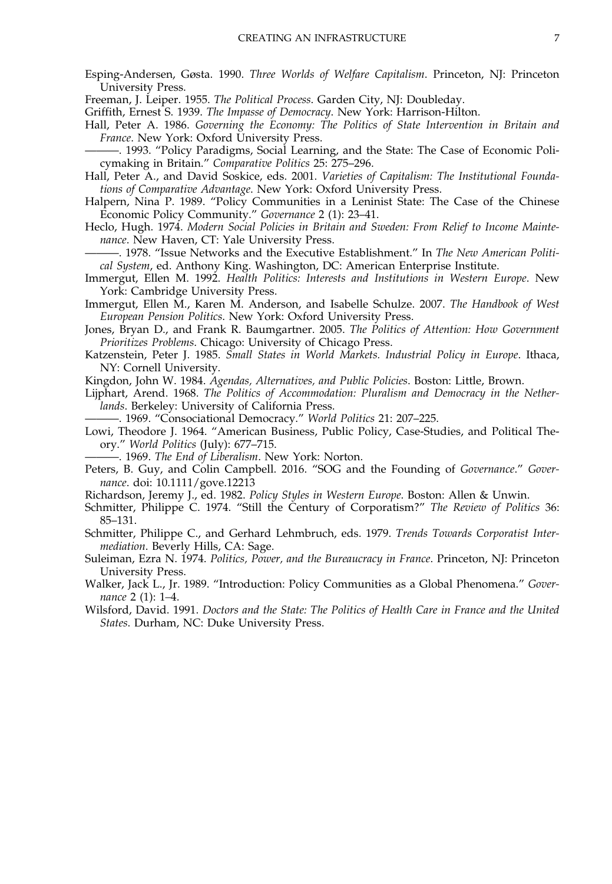Esping-Andersen, Gøsta. 1990. *Three Worlds of Welfare Capitalism*. Princeton, NJ: Princeton University Press.

Freeman, J. Leiper. 1955. *The Political Process*. Garden City, NJ: Doubleday.

Griffith, Ernest S. 1939. *The Impasse of Democracy*. New York: Harrison-Hilton.

Hall, Peter A. 1986. *Governing the Economy: The Politics of State Intervention in Britain and France*. New York: Oxford University Press.

———. 1993. "Policy Paradigms, Social Learning, and the State: The Case of Economic Policymaking in Britain." *Comparative Politics* 25: 275–296.

Hall, Peter A., and David Soskice, eds. 2001. *Varieties of Capitalism: The Institutional Foundations of Comparative Advantage*. New York: Oxford University Press.

Halpern, Nina P. 1989. "Policy Communities in a Leninist State: The Case of the Chinese Economic Policy Community." *Governance* 2 (1): 23–41.

Heclo, Hugh. 1974. *Modern Social Policies in Britain and Sweden: From Relief to Income Maintenance*. New Haven, CT: Yale University Press.

———. 1978. "Issue Networks and the Executive Establishment." In *The New American Political System*, ed. Anthony King. Washington, DC: American Enterprise Institute.

Immergut, Ellen M. 1992. *Health Politics: Interests and Institutions in Western Europe*. New York: Cambridge University Press.

Immergut, Ellen M., Karen M. Anderson, and Isabelle Schulze. 2007. *The Handbook of West European Pension Politics*. New York: Oxford University Press.

Jones, Bryan D., and Frank R. Baumgartner. 2005. *The Politics of Attention: How Government Prioritizes Problems*. Chicago: University of Chicago Press.

Katzenstein, Peter J. 1985. *Small States in World Markets. Industrial Policy in Europe*. Ithaca, NY: Cornell University.

Kingdon, John W. 1984. *Agendas, Alternatives, and Public Policies*. Boston: Little, Brown.

Lijphart, Arend. 1968. *The Politics of Accommodation: Pluralism and Democracy in the Netherlands*. Berkeley: University of California Press.

———. 1969. "Consociational Democracy." *World Politics* 21: 207–225.

Lowi, Theodore J. 1964. "American Business, Public Policy, Case-Studies, and Political Theory." *World Politics* (July): 677–715.

———. 1969. *The End of Liberalism*. New York: Norton.

Peters, B. Guy, and Colin Campbell. 2016. "SOG and the Founding of *Governance*." *Governance*. doi: 10.1111/gove.12213

Richardson, Jeremy J., ed. 1982. *Policy Styles in Western Europe*. Boston: Allen & Unwin.

Schmitter, Philippe C. 1974. "Still the Century of Corporatism?" *The Review of Politics* 36: 85–131.

Schmitter, Philippe C., and Gerhard Lehmbruch, eds. 1979. *Trends Towards Corporatist Intermediation*. Beverly Hills, CA: Sage.

Suleiman, Ezra N. 1974. *Politics, Power, and the Bureaucracy in France*. Princeton, NJ: Princeton University Press.

Walker, Jack L., Jr. 1989. "Introduction: Policy Communities as a Global Phenomena." *Governance* 2 (1): 1–4.

Wilsford, David. 1991. *Doctors and the State: The Politics of Health Care in France and the United States*. Durham, NC: Duke University Press.